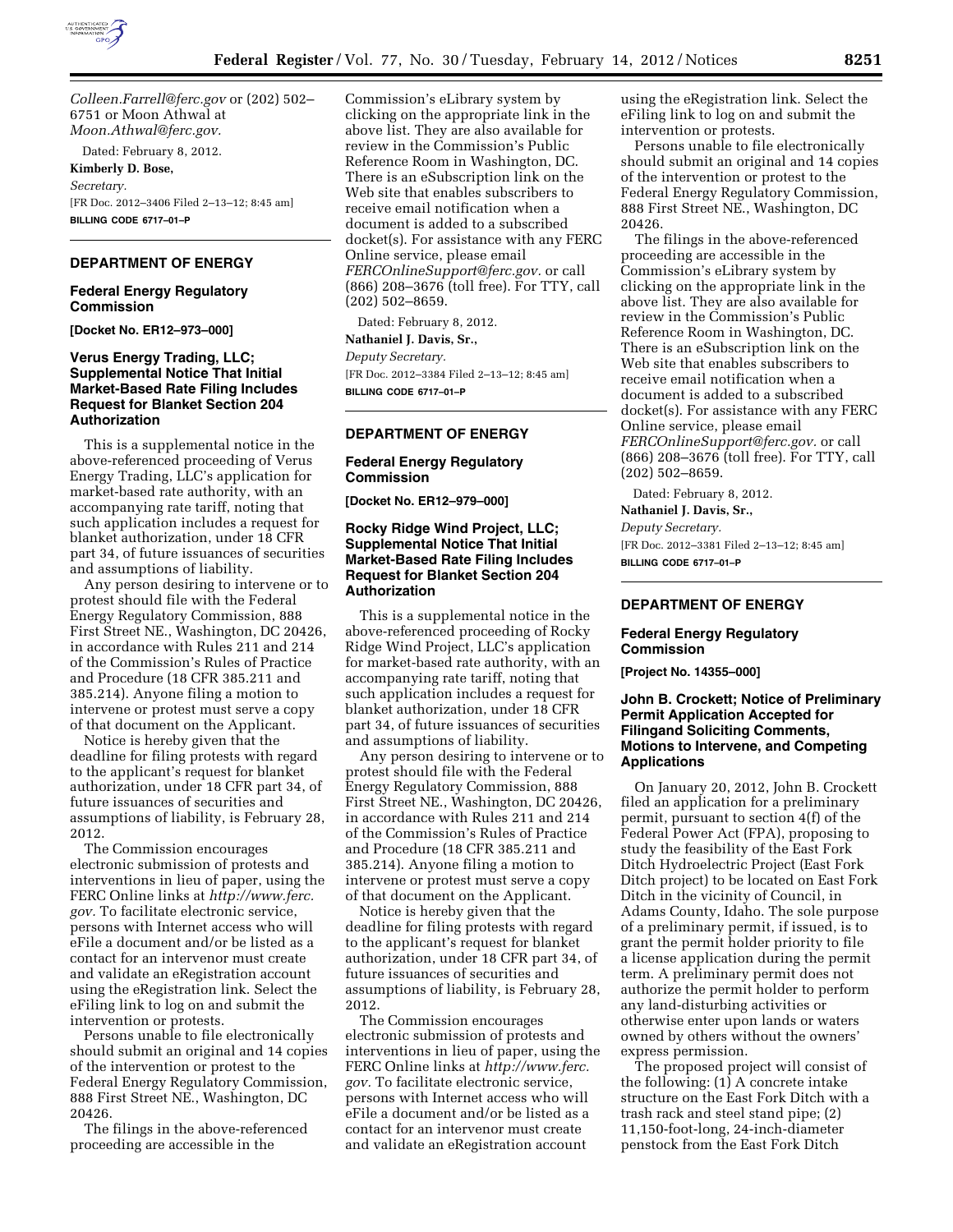*Colleen.Farrell@ferc.gov* or (202) 502–6751 or Moon Athwal at *Moon.Athwal@ferc.gov.*

Dated: February 8, 2012.

**Kimberly D. Bose,**

*Secretary.*

[FR Doc. 2012–3406 Filed 2–13–12; 8:45 am]

**BILLING CODE 6717–01–P**

---

## DEPARTMENT OF ENERGY

### Federal Energy Regulatory Commission

**[Docket No. ER12–973–000]**

### Verus Energy Trading, LLC; Supplemental Notice That Initial Market-Based Rate Filing Includes Request for Blanket Section 204 Authorization

This is a supplemental notice in the above-referenced proceeding of Verus Energy Trading, LLC's application for market-based rate authority, with an accompanying rate tariff, noting that such application includes a request for blanket authorization, under 18 CFR part 34, of future issuances of securities and assumptions of liability.

Any person desiring to intervene or to protest should file with the Federal Energy Regulatory Commission, 888 First Street NE., Washington, DC 20426, in accordance with Rules 211 and 214 of the Commission's Rules of Practice and Procedure (18 CFR 385.211 and 385.214). Anyone filing a motion to intervene or protest must serve a copy of that document on the Applicant.

Notice is hereby given that the deadline for filing protests with regard to the applicant's request for blanket authorization, under 18 CFR part 34, of future issuances of securities and assumptions of liability, is February 28, 2012.

The Commission encourages electronic submission of protests and interventions in lieu of paper, using the FERC Online links at *http://www.ferc.gov.* To facilitate electronic service, persons with Internet access who will eFile a document and/or be listed as a contact for an intervenor must create and validate an eRegistration account using the eRegistration link. Select the eFiling link to log on and submit the intervention or protests.

Persons unable to file electronically should submit an original and 14 copies of the intervention or protest to the Federal Energy Regulatory Commission, 888 First Street NE., Washington, DC 20426.

The filings in the above-referenced proceeding are accessible in the Commission's eLibrary system by clicking on the appropriate link in the above list. They are also available for review in the Commission's Public Reference Room in Washington, DC. There is an eSubscription link on the Web site that enables subscribers to receive email notification when a document is added to a subscribed docket(s). For assistance with any FERC Online service, please email *FERCOnlineSupport@ferc.gov.* or call (866) 208–3676 (toll free). For TTY, call (202) 502–8659.

Dated: February 8, 2012.

**Nathaniel J. Davis, Sr.,**

*Deputy Secretary.*

[FR Doc. 2012–3384 Filed 2–13–12; 8:45 am]

**BILLING CODE 6717–01–P**

---

## DEPARTMENT OF ENERGY

### Federal Energy Regulatory Commission

**[Docket No. ER12–979–000]**

### Rocky Ridge Wind Project, LLC; Supplemental Notice That Initial Market-Based Rate Filing Includes Request for Blanket Section 204 Authorization

This is a supplemental notice in the above-referenced proceeding of Rocky Ridge Wind Project, LLC's application for market-based rate authority, with an accompanying rate tariff, noting that such application includes a request for blanket authorization, under 18 CFR part 34, of future issuances of securities and assumptions of liability.

Any person desiring to intervene or to protest should file with the Federal Energy Regulatory Commission, 888 First Street NE., Washington, DC 20426, in accordance with Rules 211 and 214 of the Commission's Rules of Practice and Procedure (18 CFR 385.211 and 385.214). Anyone filing a motion to intervene or protest must serve a copy of that document on the Applicant.

Notice is hereby given that the deadline for filing protests with regard to the applicant's request for blanket authorization, under 18 CFR part 34, of future issuances of securities and assumptions of liability, is February 28, 2012.

The Commission encourages electronic submission of protests and interventions in lieu of paper, using the FERC Online links at *http://www.ferc.gov.* To facilitate electronic service, persons with Internet access who will eFile a document and/or be listed as a contact for an intervenor must create and validate an eRegistration account using the eRegistration link. Select the eFiling link to log on and submit the intervention or protests.

Persons unable to file electronically should submit an original and 14 copies of the intervention or protest to the Federal Energy Regulatory Commission, 888 First Street NE., Washington, DC 20426.

The filings in the above-referenced proceeding are accessible in the Commission's eLibrary system by clicking on the appropriate link in the above list. They are also available for review in the Commission's Public Reference Room in Washington, DC. There is an eSubscription link on the Web site that enables subscribers to receive email notification when a document is added to a subscribed docket(s). For assistance with any FERC Online service, please email *FERCOnlineSupport@ferc.gov.* or call (866) 208–3676 (toll free). For TTY, call (202) 502–8659.

Dated: February 8, 2012.

**Nathaniel J. Davis, Sr.,**

*Deputy Secretary.*

[FR Doc. 2012–3381 Filed 2–13–12; 8:45 am]

**BILLING CODE 6717–01–P**

---

## DEPARTMENT OF ENERGY

### Federal Energy Regulatory Commission

**[Project No. 14355–000]**

### John B. Crockett; Notice of Preliminary Permit Application Accepted for Filingand Soliciting Comments, Motions to Intervene, and Competing Applications

On January 20, 2012, John B. Crockett filed an application for a preliminary permit, pursuant to section 4(f) of the Federal Power Act (FPA), proposing to study the feasibility of the East Fork Ditch Hydroelectric Project (East Fork Ditch project) to be located on East Fork Ditch in the vicinity of Council, in Adams County, Idaho. The sole purpose of a preliminary permit, if issued, is to grant the permit holder priority to file a license application during the permit term. A preliminary permit does not authorize the permit holder to perform any land-disturbing activities or otherwise enter upon lands or waters owned by others without the owners' express permission.

The proposed project will consist of the following: (1) A concrete intake structure on the East Fork Ditch with a trash rack and steel stand pipe; (2) 11,150-foot-long, 24-inch-diameter penstock from the East Fork Ditch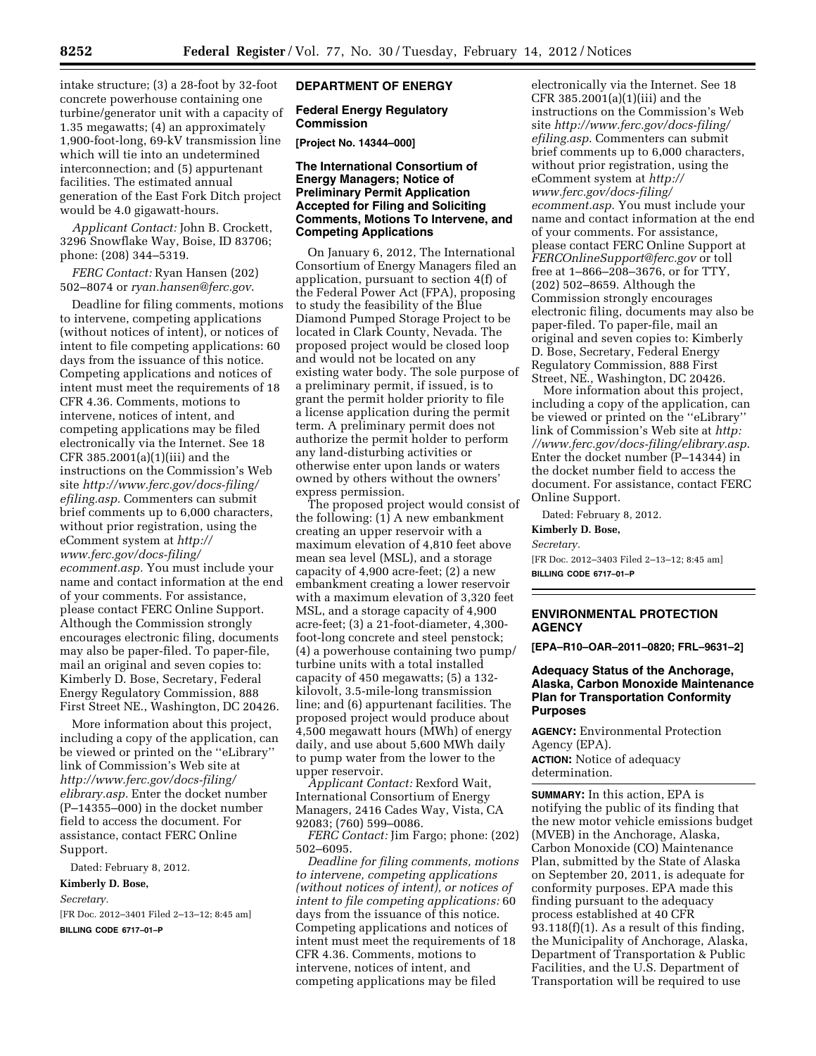intake structure; (3) a 28-foot by 32-foot concrete powerhouse containing one turbine/generator unit with a capacity of 1.35 megawatts; (4) an approximately 1,900-foot-long, 69-kV transmission line which will tie into an undetermined interconnection; and (5) appurtenant facilities. The estimated annual generation of the East Fork Ditch project would be 4.0 gigawatt-hours.

*Applicant Contact:* John B. Crockett, 3296 Snowflake Way, Boise, ID 83706; phone: (208) 344–5319.

*FERC Contact:* Ryan Hansen (202) 502–8074 or *ryan.hansen@ferc.gov*.

Deadline for filing comments, motions to intervene, competing applications (without notices of intent), or notices of intent to file competing applications: 60 days from the issuance of this notice. Competing applications and notices of intent must meet the requirements of 18 CFR 4.36. Comments, motions to intervene, notices of intent, and competing applications may be filed electronically via the Internet. See 18 CFR 385.2001(a)(1)(iii) and the instructions on the Commission's Web site *http://www.ferc.gov/docs-filing/efiling.asp.* Commenters can submit brief comments up to 6,000 characters, without prior registration, using the eComment system at *http://www.ferc.gov/docs-filing/ecomment.asp.* You must include your name and contact information at the end of your comments. For assistance, please contact FERC Online Support. Although the Commission strongly encourages electronic filing, documents may also be paper-filed. To paper-file, mail an original and seven copies to: Kimberly D. Bose, Secretary, Federal Energy Regulatory Commission, 888 First Street NE., Washington, DC 20426.

More information about this project, including a copy of the application, can be viewed or printed on the ''eLibrary'' link of Commission's Web site at *http://www.ferc.gov/docs-filing/elibrary.asp.* Enter the docket number (P–14355–000) in the docket number field to access the document. For assistance, contact FERC Online Support.

Dated: February 8, 2012.

**Kimberly D. Bose,**

*Secretary.*

[FR Doc. 2012–3401 Filed 2–13–12; 8:45 am]

**BILLING CODE 6717–01–P**

## DEPARTMENT OF ENERGY

### Federal Energy Regulatory Commission

**[Project No. 14344–000]**

### The International Consortium of Energy Managers; Notice of Preliminary Permit Application Accepted for Filing and Soliciting Comments, Motions To Intervene, and Competing Applications

On January 6, 2012, The International Consortium of Energy Managers filed an application, pursuant to section 4(f) of the Federal Power Act (FPA), proposing to study the feasibility of the Blue Diamond Pumped Storage Project to be located in Clark County, Nevada. The proposed project would be closed loop and would not be located on any existing water body. The sole purpose of a preliminary permit, if issued, is to grant the permit holder priority to file a license application during the permit term. A preliminary permit does not authorize the permit holder to perform any land-disturbing activities or otherwise enter upon lands or waters owned by others without the owners' express permission.

The proposed project would consist of the following: (1) A new embankment creating an upper reservoir with a maximum elevation of 4,810 feet above mean sea level (MSL), and a storage capacity of 4,900 acre-feet; (2) a new embankment creating a lower reservoir with a maximum elevation of 3,320 feet MSL, and a storage capacity of 4,900 acre-feet; (3) a 21-foot-diameter, 4,300-foot-long concrete and steel penstock; (4) a powerhouse containing two pump/turbine units with a total installed capacity of 450 megawatts; (5) a 132-kilovolt, 3.5-mile-long transmission line; and (6) appurtenant facilities. The proposed project would produce about 4,500 megawatt hours (MWh) of energy daily, and use about 5,600 MWh daily to pump water from the lower to the upper reservoir.

*Applicant Contact:* Rexford Wait, International Consortium of Energy Managers, 2416 Cades Way, Vista, CA 92083; (760) 599–0086.

*FERC Contact:* Jim Fargo; phone: (202) 502–6095.

*Deadline for filing comments, motions to intervene, competing applications (without notices of intent), or notices of intent to file competing applications:* 60 days from the issuance of this notice. Competing applications and notices of intent must meet the requirements of 18 CFR 4.36. Comments, motions to intervene, notices of intent, and competing applications may be filed electronically via the Internet. See 18 CFR 385.2001(a)(1)(iii) and the instructions on the Commission's Web site *http://www.ferc.gov/docs-filing/efiling.asp*. Commenters can submit brief comments up to 6,000 characters, without prior registration, using the eComment system at *http://www.ferc.gov/docs-filing/ecomment.asp*. You must include your name and contact information at the end of your comments. For assistance, please contact FERC Online Support at *FERCOnlineSupport@ferc.gov* or toll free at 1–866–208–3676, or for TTY, (202) 502–8659. Although the Commission strongly encourages electronic filing, documents may also be paper-filed. To paper-file, mail an original and seven copies to: Kimberly D. Bose, Secretary, Federal Energy Regulatory Commission, 888 First Street, NE., Washington, DC 20426.

More information about this project, including a copy of the application, can be viewed or printed on the ''eLibrary'' link of Commission's Web site at *http://www.ferc.gov/docs-filing/elibrary.asp*. Enter the docket number (P–14344) in the docket number field to access the document. For assistance, contact FERC Online Support.

Dated: February 8, 2012.

**Kimberly D. Bose,**

*Secretary.*

[FR Doc. 2012–3403 Filed 2–13–12; 8:45 am]

**BILLING CODE 6717–01–P**

## ENVIRONMENTAL PROTECTION AGENCY

**[EPA–R10–OAR–2011–0820; FRL–9631–2]**

### Adequacy Status of the Anchorage, Alaska, Carbon Monoxide Maintenance Plan for Transportation Conformity Purposes

**AGENCY:** Environmental Protection Agency (EPA).

**ACTION:** Notice of adequacy determination.

**SUMMARY:** In this action, EPA is notifying the public of its finding that the new motor vehicle emissions budget (MVEB) in the Anchorage, Alaska, Carbon Monoxide (CO) Maintenance Plan, submitted by the State of Alaska on September 20, 2011, is adequate for conformity purposes. EPA made this finding pursuant to the adequacy process established at 40 CFR 93.118(f)(1). As a result of this finding, the Municipality of Anchorage, Alaska, Department of Transportation & Public Facilities, and the U.S. Department of Transportation will be required to use